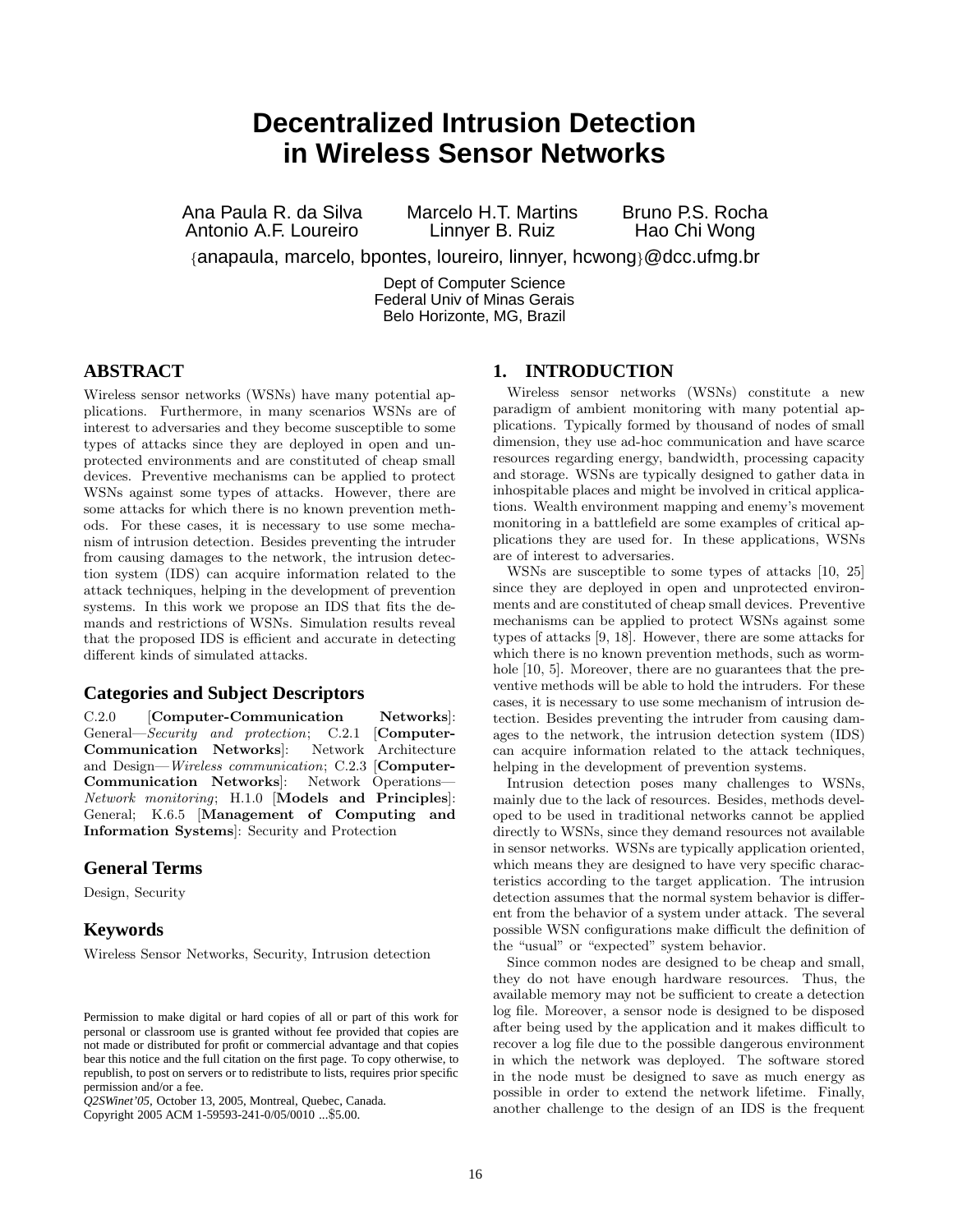# Decentralized Intrusion Detection in Wireless Sensor Networks

Ana Paula R. da Silva, Marcelo H.T. Martins, Bruno P.S. Rocha, Antonio A.F. Loureiro, Linnyer B. Ruiz, Hao Chi Wong

{anapaula, marcelo, bpontes, loureiro, linnyer, hcwong}@dcc.ufmg.br

Dept of Computer Science
Federal Univ of Minas Gerais
Belo Horizonte, MG, Brazil

## ABSTRACT

Wireless sensor networks (WSNs) have many potential applications. Furthermore, in many scenarios WSNs are of interest to adversaries and they become susceptible to some types of attacks since they are deployed in open and unprotected environments and are constituted of cheap small devices. Preventive mechanisms can be applied to protect WSNs against some types of attacks. However, there are some attacks for which there is no known prevention methods. For these cases, it is necessary to use some mechanism of intrusion detection. Besides preventing the intruder from causing damages to the network, the intrusion detection system (IDS) can acquire information related to the attack techniques, helping in the development of prevention systems. In this work we propose an IDS that fits the demands and restrictions of WSNs. Simulation results reveal that the proposed IDS is efficient and accurate in detecting different kinds of simulated attacks.

## Categories and Subject Descriptors

C.2.0 [**Computer-Communication Networks**]: General—*Security and protection*; C.2.1 [**Computer-Communication Networks**]: Network Architecture and Design—*Wireless communication*; C.2.3 [**Computer-Communication Networks**]: Network Operations—*Network monitoring*; H.1.0 [**Models and Principles**]: General; K.6.5 [**Management of Computing and Information Systems**]: Security and Protection

## General Terms

Design, Security

## Keywords

Wireless Sensor Networks, Security, Intrusion detection

Permission to make digital or hard copies of all or part of this work for personal or classroom use is granted without fee provided that copies are not made or distributed for profit or commercial advantage and that copies bear this notice and the full citation on the first page. To copy otherwise, to republish, to post on servers or to redistribute to lists, requires prior specific permission and/or a fee.
*Q2SWinet'05,* October 13, 2005, Montreal, Quebec, Canada.
Copyright 2005 ACM 1-59593-241-0/05/0010 ...$5.00.

## 1. INTRODUCTION

Wireless sensor networks (WSNs) constitute a new paradigm of ambient monitoring with many potential applications. Typically formed by thousand of nodes of small dimension, they use ad-hoc communication and have scarce resources regarding energy, bandwidth, processing capacity and storage. WSNs are typically designed to gather data in inhospitable places and might be involved in critical applications. Wealth environment mapping and enemy's movement monitoring in a battlefield are some examples of critical applications they are used for. In these applications, WSNs are of interest to adversaries.

WSNs are susceptible to some types of attacks [10, 25] since they are deployed in open and unprotected environments and are constituted of cheap small devices. Preventive mechanisms can be applied to protect WSNs against some types of attacks [9, 18]. However, there are some attacks for which there is no known prevention methods, such as wormhole [10, 5]. Moreover, there are no guarantees that the preventive methods will be able to hold the intruders. For these cases, it is necessary to use some mechanism of intrusion detection. Besides preventing the intruder from causing damages to the network, the intrusion detection system (IDS) can acquire information related to the attack techniques, helping in the development of prevention systems.

Intrusion detection poses many challenges to WSNs, mainly due to the lack of resources. Besides, methods developed to be used in traditional networks cannot be applied directly to WSNs, since they demand resources not available in sensor networks. WSNs are typically application oriented, which means they are designed to have very specific characteristics according to the target application. The intrusion detection assumes that the normal system behavior is different from the behavior of a system under attack. The several possible WSN configurations make difficult the definition of the "usual" or "expected" system behavior.

Since common nodes are designed to be cheap and small, they do not have enough hardware resources. Thus, the available memory may not be sufficient to create a detection log file. Moreover, a sensor node is designed to be disposed after being used by the application and it makes difficult to recover a log file due to the possible dangerous environment in which the network was deployed. The software stored in the node must be designed to save as much energy as possible in order to extend the network lifetime. Finally, another challenge to the design of an IDS is the frequent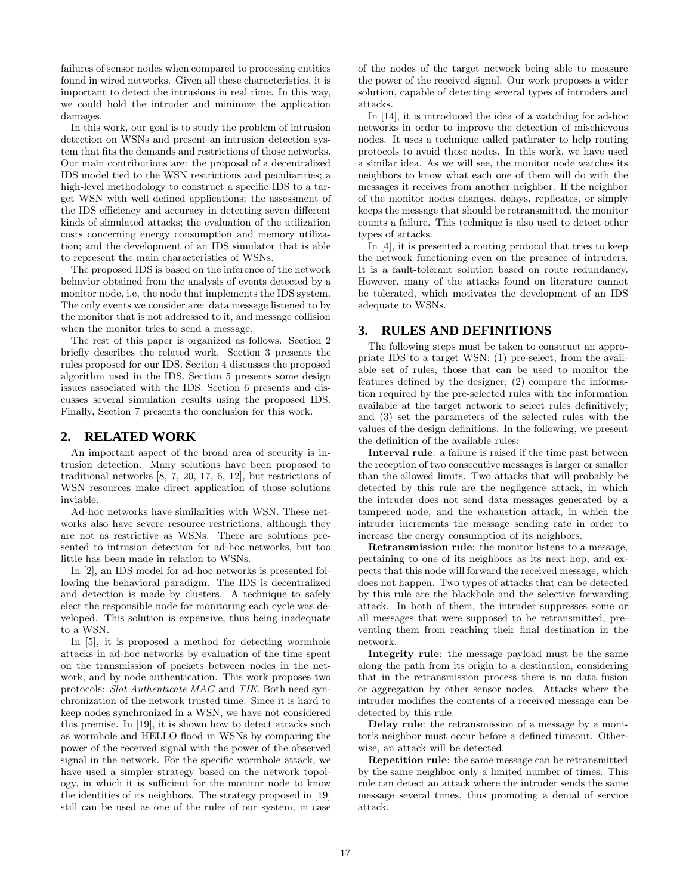failures of sensor nodes when compared to processing entities found in wired networks. Given all these characteristics, it is important to detect the intrusions in real time. In this way, we could hold the intruder and minimize the application damages.

In this work, our goal is to study the problem of intrusion detection on WSNs and present an intrusion detection system that fits the demands and restrictions of those networks. Our main contributions are: the proposal of a decentralized IDS model tied to the WSN restrictions and peculiarities; a high-level methodology to construct a specific IDS to a target WSN with well defined applications; the assessment of the IDS efficiency and accuracy in detecting seven different kinds of simulated attacks; the evaluation of the utilization costs concerning energy consumption and memory utilization; and the development of an IDS simulator that is able to represent the main characteristics of WSNs.

The proposed IDS is based on the inference of the network behavior obtained from the analysis of events detected by a monitor node, i.e, the node that implements the IDS system. The only events we consider are: data message listened to by the monitor that is not addressed to it, and message collision when the monitor tries to send a message.

The rest of this paper is organized as follows. Section 2 briefly describes the related work. Section 3 presents the rules proposed for our IDS. Section 4 discusses the proposed algorithm used in the IDS. Section 5 presents some design issues associated with the IDS. Section 6 presents and discusses several simulation results using the proposed IDS. Finally, Section 7 presents the conclusion for this work.

## 2. RELATED WORK

An important aspect of the broad area of security is intrusion detection. Many solutions have been proposed to traditional networks [8, 7, 20, 17, 6, 12], but restrictions of WSN resources make direct application of those solutions inviable.

Ad-hoc networks have similarities with WSN. These networks also have severe resource restrictions, although they are not as restrictive as WSNs. There are solutions presented to intrusion detection for ad-hoc networks, but too little has been made in relation to WSNs.

In [2], an IDS model for ad-hoc networks is presented following the behavioral paradigm. The IDS is decentralized and detection is made by clusters. A technique to safely elect the responsible node for monitoring each cycle was developed. This solution is expensive, thus being inadequate to a WSN.

In [5], it is proposed a method for detecting wormhole attacks in ad-hoc networks by evaluation of the time spent on the transmission of packets between nodes in the network, and by node authentication. This work proposes two protocols: *Slot Authenticate MAC* and *TIK*. Both need synchronization of the network trusted time. Since it is hard to keep nodes synchronized in a WSN, we have not considered this premise. In [19], it is shown how to detect attacks such as wormhole and HELLO flood in WSNs by comparing the power of the received signal with the power of the observed signal in the network. For the specific wormhole attack, we have used a simpler strategy based on the network topology, in which it is sufficient for the monitor node to know the identities of its neighbors. The strategy proposed in [19] still can be used as one of the rules of our system, in case of the nodes of the target network being able to measure the power of the received signal. Our work proposes a wider solution, capable of detecting several types of intruders and attacks.

In [14], it is introduced the idea of a watchdog for ad-hoc networks in order to improve the detection of mischievous nodes. It uses a technique called pathrater to help routing protocols to avoid those nodes. In this work, we have used a similar idea. As we will see, the monitor node watches its neighbors to know what each one of them will do with the messages it receives from another neighbor. If the neighbor of the monitor nodes changes, delays, replicates, or simply keeps the message that should be retransmitted, the monitor counts a failure. This technique is also used to detect other types of attacks.

In [4], it is presented a routing protocol that tries to keep the network functioning even on the presence of intruders. It is a fault-tolerant solution based on route redundancy. However, many of the attacks found on literature cannot be tolerated, which motivates the development of an IDS adequate to WSNs.

## 3. RULES AND DEFINITIONS

The following steps must be taken to construct an appropriate IDS to a target WSN: (1) pre-select, from the available set of rules, those that can be used to monitor the features defined by the designer; (2) compare the information required by the pre-selected rules with the information available at the target network to select rules definitively; and (3) set the parameters of the selected rules with the values of the design definitions. In the following, we present the definition of the available rules:

**Interval rule**: a failure is raised if the time past between the reception of two consecutive messages is larger or smaller than the allowed limits. Two attacks that will probably be detected by this rule are the negligence attack, in which the intruder does not send data messages generated by a tampered node, and the exhaustion attack, in which the intruder increments the message sending rate in order to increase the energy consumption of its neighbors.

**Retransmission rule**: the monitor listens to a message, pertaining to one of its neighbors as its next hop, and expects that this node will forward the received message, which does not happen. Two types of attacks that can be detected by this rule are the blackhole and the selective forwarding attack. In both of them, the intruder suppresses some or all messages that were supposed to be retransmitted, preventing them from reaching their final destination in the network.

**Integrity rule**: the message payload must be the same along the path from its origin to a destination, considering that in the retransmission process there is no data fusion or aggregation by other sensor nodes. Attacks where the intruder modifies the contents of a received message can be detected by this rule.

**Delay rule**: the retransmission of a message by a monitor's neighbor must occur before a defined timeout. Otherwise, an attack will be detected.

**Repetition rule**: the same message can be retransmitted by the same neighbor only a limited number of times. This rule can detect an attack where the intruder sends the same message several times, thus promoting a denial of service attack.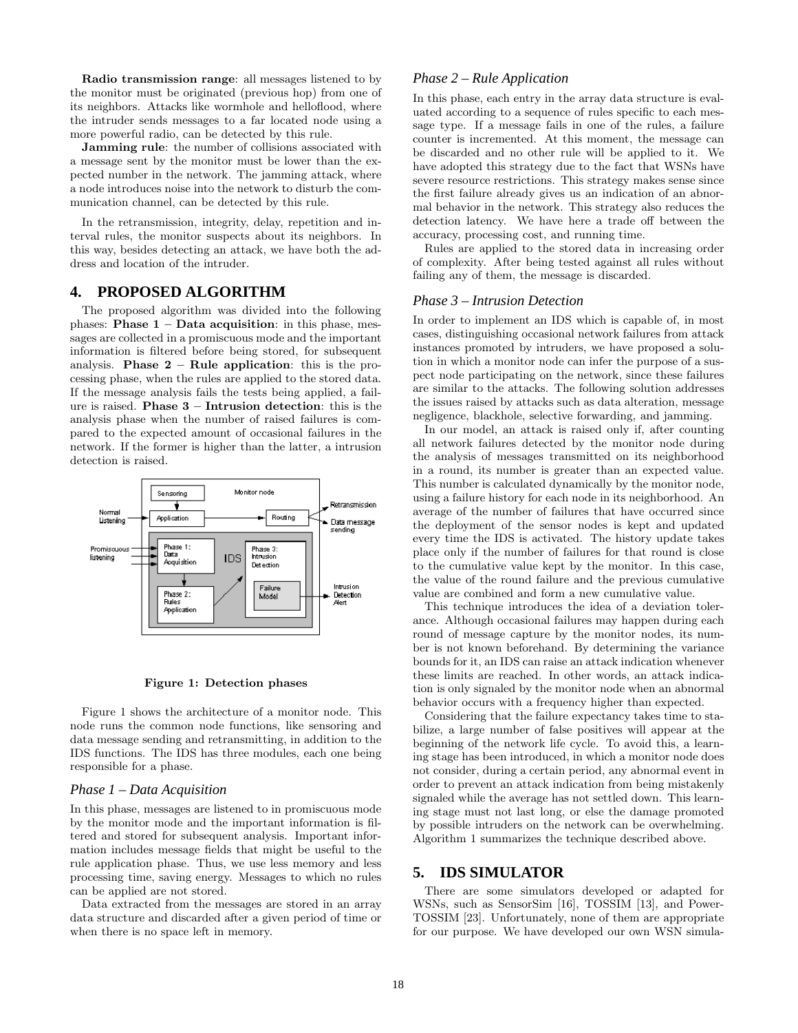**Radio transmission range**: all messages listened to by the monitor must be originated (previous hop) from one of its neighbors. Attacks like wormhole and helloflood, where the intruder sends messages to a far located node using a more powerful radio, can be detected by this rule.

**Jamming rule**: the number of collisions associated with a message sent by the monitor must be lower than the expected number in the network. The jamming attack, where a node introduces noise into the network to disturb the communication channel, can be detected by this rule.

In the retransmission, integrity, delay, repetition and interval rules, the monitor suspects about its neighbors. In this way, besides detecting an attack, we have both the address and location of the intruder.

## 4. PROPOSED ALGORITHM

The proposed algorithm was divided into the following phases: **Phase 1 – Data acquisition**: in this phase, messages are collected in a promiscuous mode and the important information is filtered before being stored, for subsequent analysis. **Phase 2 – Rule application**: this is the processing phase, when the rules are applied to the stored data. If the message analysis fails the tests being applied, a failure is raised. **Phase 3 – Intrusion detection**: this is the analysis phase when the number of raised failures is compared to the expected amount of occasional failures in the network. If the former is higher than the latter, a intrusion detection is raised.

**Figure 1: Detection phases**

Figure 1 shows the architecture of a monitor node. This node runs the common node functions, like sensoring and data message sending and retransmitting, in addition to the IDS functions. The IDS has three modules, each one being responsible for a phase.

### *Phase 1 – Data Acquisition*

In this phase, messages are listened to in promiscuous mode by the monitor mode and the important information is filtered and stored for subsequent analysis. Important information includes message fields that might be useful to the rule application phase. Thus, we use less memory and less processing time, saving energy. Messages to which no rules can be applied are not stored.

Data extracted from the messages are stored in an array data structure and discarded after a given period of time or when there is no space left in memory.

### *Phase 2 – Rule Application*

In this phase, each entry in the array data structure is evaluated according to a sequence of rules specific to each message type. If a message fails in one of the rules, a failure counter is incremented. At this moment, the message can be discarded and no other rule will be applied to it. We have adopted this strategy due to the fact that WSNs have severe resource restrictions. This strategy makes sense since the first failure already gives us an indication of an abnormal behavior in the network. This strategy also reduces the detection latency. We have here a trade off between the accuracy, processing cost, and running time.

Rules are applied to the stored data in increasing order of complexity. After being tested against all rules without failing any of them, the message is discarded.

### *Phase 3 – Intrusion Detection*

In order to implement an IDS which is capable of, in most cases, distinguishing occasional network failures from attack instances promoted by intruders, we have proposed a solution in which a monitor node can infer the purpose of a suspect node participating on the network, since these failures are similar to the attacks. The following solution addresses the issues raised by attacks such as data alteration, message negligence, blackhole, selective forwarding, and jamming.

In our model, an attack is raised only if, after counting all network failures detected by the monitor node during the analysis of messages transmitted on its neighborhood in a round, its number is greater than an expected value. This number is calculated dynamically by the monitor node, using a failure history for each node in its neighborhood. An average of the number of failures that have occurred since the deployment of the sensor nodes is kept and updated every time the IDS is activated. The history update takes place only if the number of failures for that round is close to the cumulative value kept by the monitor. In this case, the value of the round failure and the previous cumulative value are combined and form a new cumulative value.

This technique introduces the idea of a deviation tolerance. Although occasional failures may happen during each round of message capture by the monitor nodes, its number is not known beforehand. By determining the variance bounds for it, an IDS can raise an attack indication whenever these limits are reached. In other words, an attack indication is only signaled by the monitor node when an abnormal behavior occurs with a frequency higher than expected.

Considering that the failure expectancy takes time to stabilize, a large number of false positives will appear at the beginning of the network life cycle. To avoid this, a learning stage has been introduced, in which a monitor node does not consider, during a certain period, any abnormal event in order to prevent an attack indication from being mistakenly signaled while the average has not settled down. This learning stage must not last long, or else the damage promoted by possible intruders on the network can be overwhelming. Algorithm 1 summarizes the technique described above.

## 5. IDS SIMULATOR

There are some simulators developed or adapted for WSNs, such as SensorSim [16], TOSSIM [13], and PowerTOSSIM [23]. Unfortunately, none of them are appropriate for our purpose. We have developed our own WSN simula-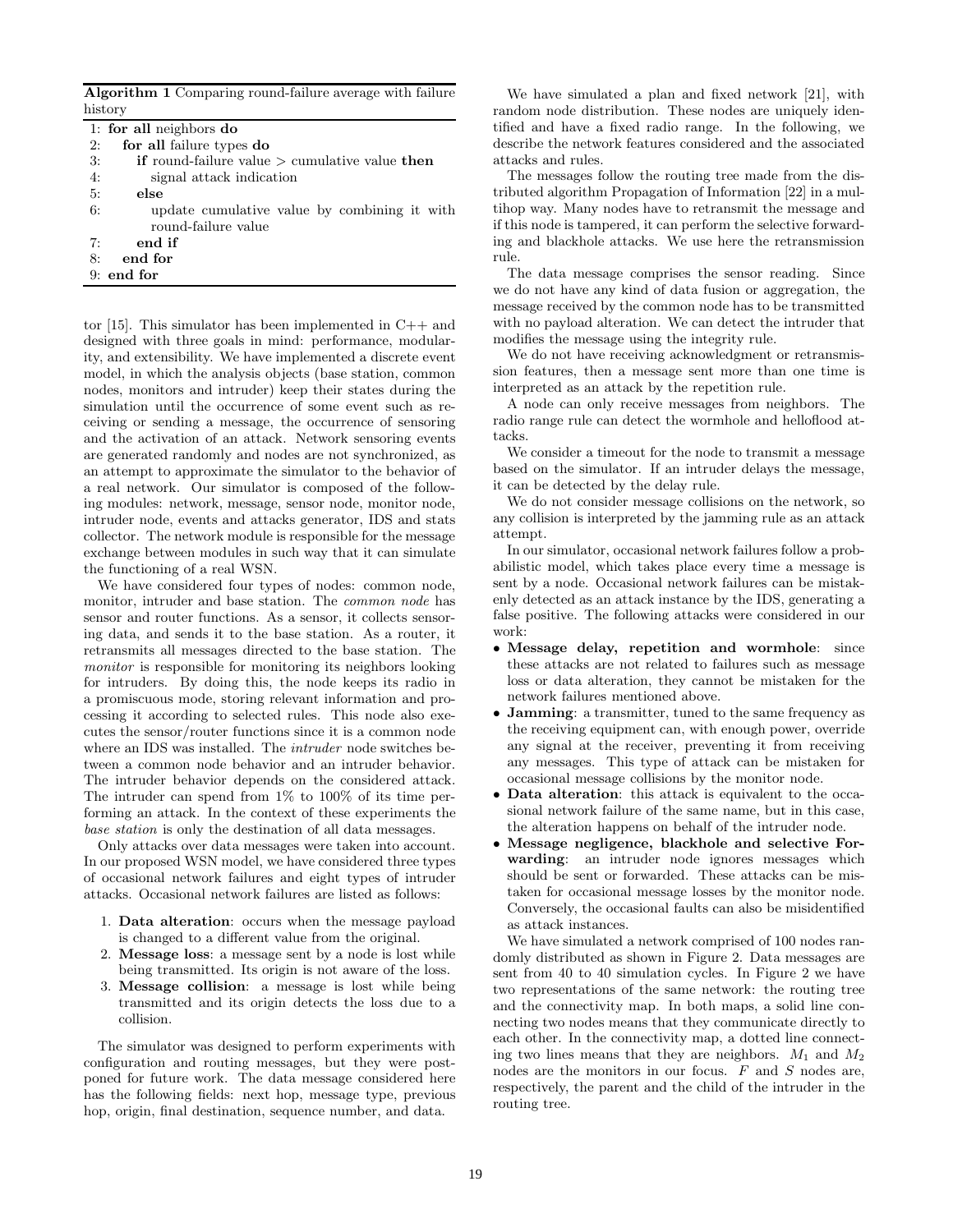**Algorithm 1** Comparing round-failure average with failure history

```
1: for all neighbors do
2:   for all failure types do
3:     if round-failure value > cumulative value then
4:       signal attack indication
5:     else
6:       update cumulative value by combining it with
         round-failure value
7:     end if
8:   end for
9: end for
```

tor [15]. This simulator has been implemented in C++ and designed with three goals in mind: performance, modularity, and extensibility. We have implemented a discrete event model, in which the analysis objects (base station, common nodes, monitors and intruder) keep their states during the simulation until the occurrence of some event such as receiving or sending a message, the occurrence of sensoring and the activation of an attack. Network sensoring events are generated randomly and nodes are not synchronized, as an attempt to approximate the simulator to the behavior of a real network. Our simulator is composed of the following modules: network, message, sensor node, monitor node, intruder node, events and attacks generator, IDS and stats collector. The network module is responsible for the message exchange between modules in such way that it can simulate the functioning of a real WSN.

We have considered four types of nodes: common node, monitor, intruder and base station. The *common node* has sensor and router functions. As a sensor, it collects sensoring data, and sends it to the base station. As a router, it retransmits all messages directed to the base station. The *monitor* is responsible for monitoring its neighbors looking for intruders. By doing this, the node keeps its radio in a promiscuous mode, storing relevant information and processing it according to selected rules. This node also executes the sensor/router functions since it is a common node where an IDS was installed. The *intruder* node switches between a common node behavior and an intruder behavior. The intruder behavior depends on the considered attack. The intruder can spend from 1% to 100% of its time performing an attack. In the context of these experiments the *base station* is only the destination of all data messages.

Only attacks over data messages were taken into account. In our proposed WSN model, we have considered three types of occasional network failures and eight types of intruder attacks. Occasional network failures are listed as follows:

1. **Data alteration**: occurs when the message payload is changed to a different value from the original.
2. **Message loss**: a message sent by a node is lost while being transmitted. Its origin is not aware of the loss.
3. **Message collision**: a message is lost while being transmitted and its origin detects the loss due to a collision.

The simulator was designed to perform experiments with configuration and routing messages, but they were postponed for future work. The data message considered here has the following fields: next hop, message type, previous hop, origin, final destination, sequence number, and data.

We have simulated a plan and fixed network [21], with random node distribution. These nodes are uniquely identified and have a fixed radio range. In the following, we describe the network features considered and the associated attacks and rules.

The messages follow the routing tree made from the distributed algorithm Propagation of Information [22] in a multihop way. Many nodes have to retransmit the message and if this node is tampered, it can perform the selective forwarding and blackhole attacks. We use here the retransmission rule.

The data message comprises the sensor reading. Since we do not have any kind of data fusion or aggregation, the message received by the common node has to be transmitted with no payload alteration. We can detect the intruder that modifies the message using the integrity rule.

We do not have receiving acknowledgment or retransmission features, then a message sent more than one time is interpreted as an attack by the repetition rule.

A node can only receive messages from neighbors. The radio range rule can detect the wormhole and helloflood attacks.

We consider a timeout for the node to transmit a message based on the simulator. If an intruder delays the message, it can be detected by the delay rule.

We do not consider message collisions on the network, so any collision is interpreted by the jamming rule as an attack attempt.

In our simulator, occasional network failures follow a probabilistic model, which takes place every time a message is sent by a node. Occasional network failures can be mistakenly detected as an attack instance by the IDS, generating a false positive. The following attacks were considered in our work:

- **Message delay, repetition and wormhole**: since these attacks are not related to failures such as message loss or data alteration, they cannot be mistaken for the network failures mentioned above.
- **Jamming**: a transmitter, tuned to the same frequency as the receiving equipment can, with enough power, override any signal at the receiver, preventing it from receiving any messages. This type of attack can be mistaken for occasional message collisions by the monitor node.
- **Data alteration**: this attack is equivalent to the occasional network failure of the same name, but in this case, the alteration happens on behalf of the intruder node.
- **Message negligence, blackhole and selective Forwarding**: an intruder node ignores messages which should be sent or forwarded. These attacks can be mistaken for occasional message losses by the monitor node. Conversely, the occasional faults can also be misidentified as attack instances.

We have simulated a network comprised of 100 nodes randomly distributed as shown in Figure 2. Data messages are sent from 40 to 40 simulation cycles. In Figure 2 we have two representations of the same network: the routing tree and the connectivity map. In both maps, a solid line connecting two nodes means that they communicate directly to each other. In the connectivity map, a dotted line connecting two lines means that they are neighbors. $M_1$ and $M_2$ nodes are the monitors in our focus. $F$ and $S$ nodes are, respectively, the parent and the child of the intruder in the routing tree.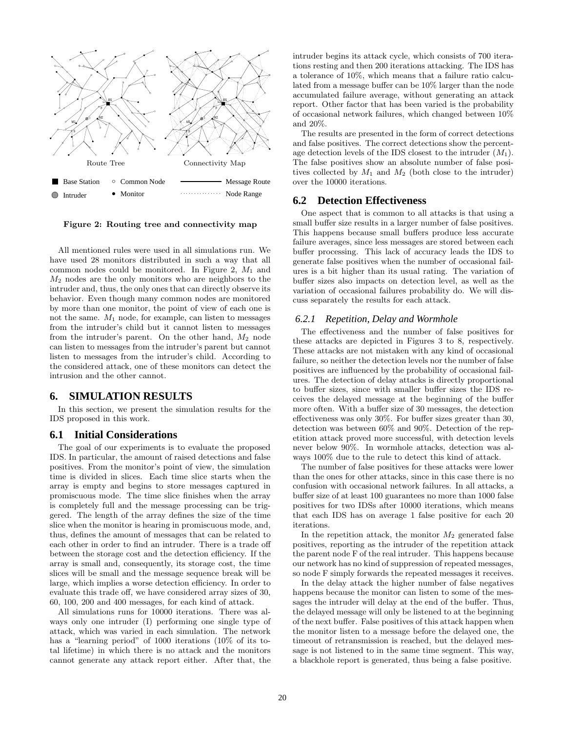Route Tree Connectivity Map

Base Station ○ Common Node Message Route
Intruder • Monitor Node Range

**Figure 2: Routing tree and connectivity map**

All mentioned rules were used in all simulations run. We have used 28 monitors distributed in such a way that all common nodes could be monitored. In Figure 2, $M_1$ and $M_2$ nodes are the only monitors who are neighbors to the intruder and, thus, the only ones that can directly observe its behavior. Even though many common nodes are monitored by more than one monitor, the point of view of each one is not the same. $M_1$ node, for example, can listen to messages from the intruder's child but it cannot listen to messages from the intruder's parent. On the other hand, $M_2$ node can listen to messages from the intruder's parent but cannot listen to messages from the intruder's child. According to the considered attack, one of these monitors can detect the intrusion and the other cannot.

## 6. SIMULATION RESULTS

In this section, we present the simulation results for the IDS proposed in this work.

### 6.1 Initial Considerations

The goal of our experiments is to evaluate the proposed IDS. In particular, the amount of raised detections and false positives. From the monitor's point of view, the simulation time is divided in slices. Each time slice starts when the array is empty and begins to store messages captured in promiscuous mode. The time slice finishes when the array is completely full and the message processing can be triggered. The length of the array defines the size of the time slice when the monitor is hearing in promiscuous mode, and, thus, defines the amount of messages that can be related to each other in order to find an intruder. There is a trade off between the storage cost and the detection efficiency. If the array is small and, consequently, its storage cost, the time slices will be small and the message sequence break will be large, which implies a worse detection efficiency. In order to evaluate this trade off, we have considered array sizes of 30, 60, 100, 200 and 400 messages, for each kind of attack.

All simulations runs for 10000 iterations. There was always only one intruder (I) performing one single type of attack, which was varied in each simulation. The network has a "learning period" of 1000 iterations (10% of its total lifetime) in which there is no attack and the monitors cannot generate any attack report either. After that, the intruder begins its attack cycle, which consists of 700 iterations resting and then 200 iterations attacking. The IDS has a tolerance of 10%, which means that a failure ratio calculated from a message buffer can be 10% larger than the node accumulated failure average, without generating an attack report. Other factor that has been varied is the probability of occasional network failures, which changed between 10% and 20%.

The results are presented in the form of correct detections and false positives. The correct detections show the percentage detection levels of the IDS closest to the intruder ($M_1$). The false positives show an absolute number of false positives collected by $M_1$ and $M_2$ (both close to the intruder) over the 10000 iterations.

### 6.2 Detection Effectiveness

One aspect that is common to all attacks is that using a small buffer size results in a larger number of false positives. This happens because small buffers produce less accurate failure averages, since less messages are stored between each buffer processing. This lack of accuracy leads the IDS to generate false positives when the number of occasional failures is a bit higher than its usual rating. The variation of buffer sizes also impacts on detection level, as well as the variation of occasional failures probability do. We will discuss separately the results for each attack.

#### *6.2.1 Repetition, Delay and Wormhole*

The effectiveness and the number of false positives for these attacks are depicted in Figures 3 to 8, respectively. These attacks are not mistaken with any kind of occasional failure, so neither the detection levels nor the number of false positives are influenced by the probability of occasional failures. The detection of delay attacks is directly proportional to buffer sizes, since with smaller buffer sizes the IDS receives the delayed message at the beginning of the buffer more often. With a buffer size of 30 messages, the detection effectiveness was only 30%. For buffer sizes greater than 30, detection was between 60% and 90%. Detection of the repetition attack proved more successful, with detection levels never below 90%. In wormhole attacks, detection was always 100% due to the rule to detect this kind of attack.

The number of false positives for these attacks were lower than the ones for other attacks, since in this case there is no confusion with occasional network failures. In all attacks, a buffer size of at least 100 guarantees no more than 1000 false positives for two IDSs after 10000 iterations, which means that each IDS has on average 1 false positive for each 20 iterations.

In the repetition attack, the monitor $M_2$ generated false positives, reporting as the intruder of the repetition attack the parent node F of the real intruder. This happens because our network has no kind of suppression of repeated messages, so node F simply forwards the repeated messages it receives.

In the delay attack the higher number of false negatives happens because the monitor can listen to some of the messages the intruder will delay at the end of the buffer. Thus, the delayed message will only be listened to at the beginning of the next buffer. False positives of this attack happen when the monitor listen to a message before the delayed one, the timeout of retransmission is reached, but the delayed message is not listened to in the same time segment. This way, a blackhole report is generated, thus being a false positive.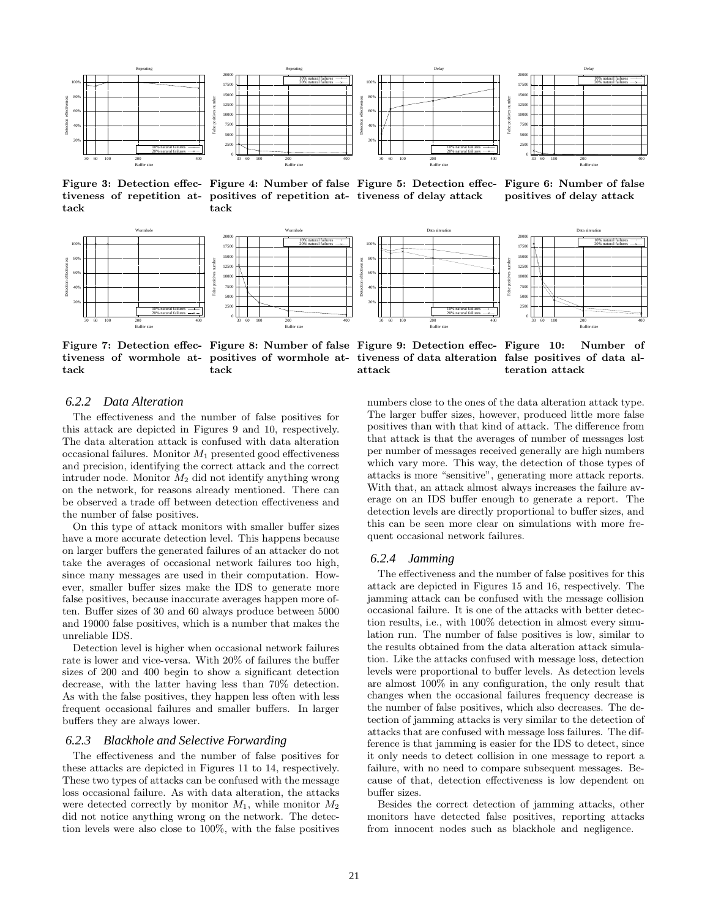Figure 3: Detection effectiveness of repetition attack

Figure 4: Number of false positives of repetition attack

Figure 5: Detection effectiveness of delay attack

Figure 6: Number of false positives of delay attack

Figure 7: Detection effectiveness of wormhole attack

Figure 8: Number of false positives of wormhole attack

Figure 9: Detection effectiveness of data alteration attack

Figure 10: Number of false positives of data alteration attack

### 6.2.2 Data Alteration

The effectiveness and the number of false positives for this attack are depicted in Figures 9 and 10, respectively. The data alteration attack is confused with data alteration occasional failures. Monitor $M_1$ presented good effectiveness and precision, identifying the correct attack and the correct intruder node. Monitor $M_2$ did not identify anything wrong on the network, for reasons already mentioned. There can be observed a trade off between detection effectiveness and the number of false positives.

On this type of attack monitors with smaller buffer sizes have a more accurate detection level. This happens because on larger buffers the generated failures of an attacker do not take the averages of occasional network failures too high, since many messages are used in their computation. However, smaller buffer sizes make the IDS to generate more false positives, because inaccurate averages happen more often. Buffer sizes of 30 and 60 always produce between 5000 and 19000 false positives, which is a number that makes the unreliable IDS.

Detection level is higher when occasional network failures rate is lower and vice-versa. With 20% of failures the buffer sizes of 200 and 400 begin to show a significant detection decrease, with the latter having less than 70% detection. As with the false positives, they happen less often with less frequent occasional failures and smaller buffers. In larger buffers they are always lower.

### 6.2.3 Blackhole and Selective Forwarding

The effectiveness and the number of false positives for these attacks are depicted in Figures 11 to 14, respectively. These two types of attacks can be confused with the message loss occasional failure. As with data alteration, the attacks were detected correctly by monitor $M_1$, while monitor $M_2$ did not notice anything wrong on the network. The detection levels were also close to 100%, with the false positives numbers close to the ones of the data alteration attack type. The larger buffer sizes, however, produced little more false positives than with that kind of attack. The difference from that attack is that the averages of number of messages lost per number of messages received generally are high numbers which vary more. This way, the detection of those types of attacks is more "sensitive", generating more attack reports. With that, an attack almost always increases the failure average on an IDS buffer enough to generate a report. The detection levels are directly proportional to buffer sizes, and this can be seen more clear on simulations with more frequent occasional network failures.

### 6.2.4 Jamming

The effectiveness and the number of false positives for this attack are depicted in Figures 15 and 16, respectively. The jamming attack can be confused with the message collision occasional failure. It is one of the attacks with better detection results, i.e., with 100% detection in almost every simulation run. The number of false positives is low, similar to the results obtained from the data alteration attack simulation. Like the attacks confused with message loss, detection levels were proportional to buffer levels. As detection levels are almost 100% in any configuration, the only result that changes when the occasional failures frequency decrease is the number of false positives, which also decreases. The detection of jamming attacks is very similar to the detection of attacks that are confused with message loss failures. The difference is that jamming is easier for the IDS to detect, since it only needs to detect collision in one message to report a failure, with no need to compare subsequent messages. Because of that, detection effectiveness is low dependent on buffer sizes.

Besides the correct detection of jamming attacks, other monitors have detected false positives, reporting attacks from innocent nodes such as blackhole and negligence.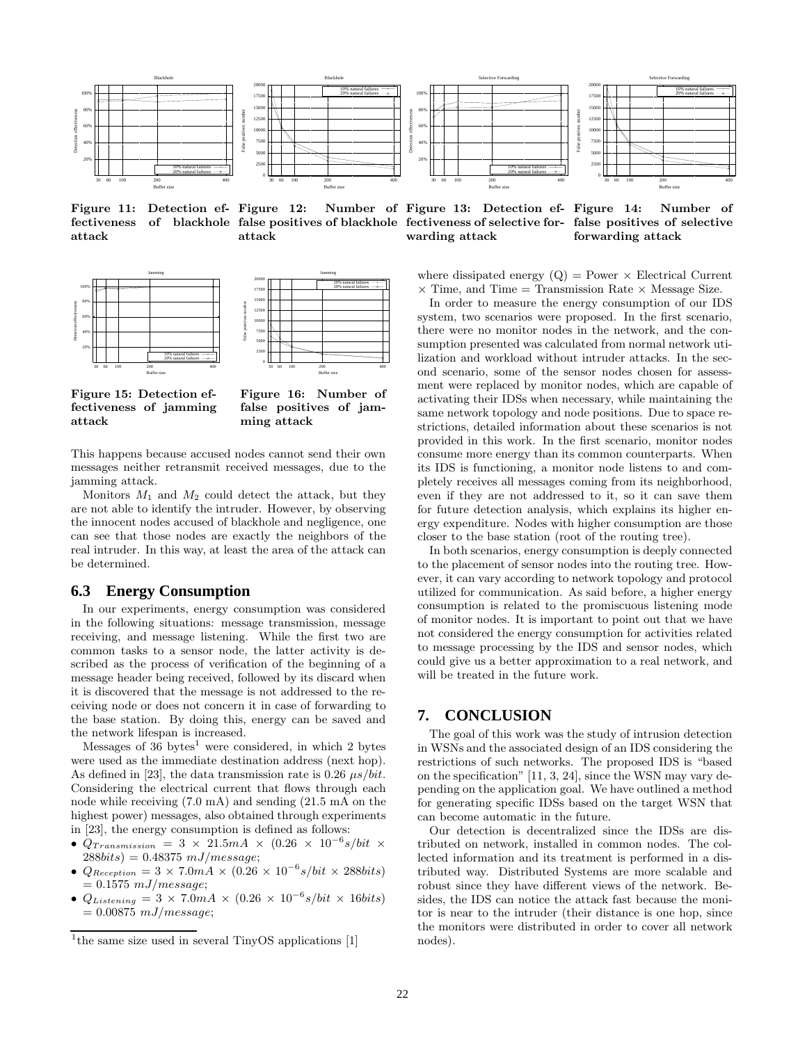Blackhole

100%
80%
60%
40%
20%

Detection effectiveness

30 60 100 200 400

Buffer size

10% natural failures
20% natural failures

Figure 11: Detection effectiveness of blackhole attack

Blackhole

20000
17500
15000
12500
10000
7500
5000
2500
0

False positives number

30 60 100 200 400

Buffer size

10% natural failures
20% natural failures

Figure 12: Number of false positives of blackhole attack

Selective Forwarding

100%
80%
60%
40%
20%

Detection effectiveness

30 60 100 200 400

Buffer size

10% natural failures
20% natural failures

Figure 13: Detection effectiveness of selective forwarding attack

Selective Forwarding

20000
17500
15000
12500
10000
7500
5000
2500
0

False positives number

30 60 100 200 400

Buffer size

10% natural failures
20% natural failures

Figure 14: Number of false positives of selective forwarding attack

Jamming

100%
80%
60%
40%
20%

Detection effectiveness

30 60 100 200 400

Buffer size

10% natural failures
20% natural failures

Figure 15: Detection effectiveness of jamming attack

Jamming

20000
17500
15000
12500
10000
7500
5000
2500
0

False positives number

30 60 100 200 400

Buffer size

10% natural failures
20% natural failures

Figure 16: Number of false positives of jamming attack

This happens because accused nodes cannot send their own messages neither retransmit received messages, due to the jamming attack.

Monitors $M_1$ and $M_2$ could detect the attack, but they are not able to identify the intruder. However, by observing the innocent nodes accused of blackhole and negligence, one can see that those nodes are exactly the neighbors of the real intruder. In this way, at least the area of the attack can be determined.

## 6.3 Energy Consumption

In our experiments, energy consumption was considered in the following situations: message transmission, message receiving, and message listening. While the first two are common tasks to a sensor node, the latter activity is described as the process of verification of the beginning of a message header being received, followed by its discard when it is discovered that the message is not addressed to the receiving node or does not concern it in case of forwarding to the base station. By doing this, energy can be saved and the network lifespan is increased.

Messages of 36 bytes[1] were considered, in which 2 bytes were used as the immediate destination address (next hop). As defined in [23], the data transmission rate is 0.26 $\mu s/bit$. Considering the electrical current that flows through each node while receiving (7.0 mA) and sending (21.5 mA on the highest power) messages, also obtained through experiments in [23], the energy consumption is defined as follows:

- $Q_{Transmission} = 3 \times 21.5mA \times (0.26 \times 10^{-6}s/bit \times 288bits) = 0.48375\ mJ/message$;
- $Q_{Reception} = 3 \times 7.0mA \times (0.26 \times 10^{-6}s/bit \times 288bits) = 0.1575\ mJ/message$;
- $Q_{Listening} = 3 \times 7.0mA \times (0.26 \times 10^{-6}s/bit \times 16bits) = 0.00875\ mJ/message$;

[1] the same size used in several TinyOS applications [1]

where dissipated energy (Q) = Power × Electrical Current × Time, and Time = Transmission Rate × Message Size.

In order to measure the energy consumption of our IDS system, two scenarios were proposed. In the first scenario, there were no monitor nodes in the network, and the consumption presented was calculated from normal network utilization and workload without intruder attacks. In the second scenario, some of the sensor nodes chosen for assessment were replaced by monitor nodes, which are capable of activating their IDSs when necessary, while maintaining the same network topology and node positions. Due to space restrictions, detailed information about these scenarios is not provided in this work. In the first scenario, monitor nodes consume more energy than its common counterparts. When its IDS is functioning, a monitor node listens to and completely receives all messages coming from its neighborhood, even if they are not addressed to it, so it can save them for future detection analysis, which explains its higher energy expenditure. Nodes with higher consumption are those closer to the base station (root of the routing tree).

In both scenarios, energy consumption is deeply connected to the placement of sensor nodes into the routing tree. However, it can vary according to network topology and protocol utilized for communication. As said before, a higher energy consumption is related to the promiscuous listening mode of monitor nodes. It is important to point out that we have not considered the energy consumption for activities related to message processing by the IDS and sensor nodes, which could give us a better approximation to a real network, and will be treated in the future work.

## 7. CONCLUSION

The goal of this work was the study of intrusion detection in WSNs and the associated design of an IDS considering the restrictions of such networks. The proposed IDS is "based on the specification" [11, 3, 24], since the WSN may vary depending on the application goal. We have outlined a method for generating specific IDSs based on the target WSN that can become automatic in the future.

Our detection is decentralized since the IDSs are distributed on network, installed in common nodes. The collected information and its treatment is performed in a distributed way. Distributed Systems are more scalable and robust since they have different views of the network. Besides, the IDS can notice the attack fast because the monitor is near to the intruder (their distance is one hop, since the monitors were distributed in order to cover all network nodes).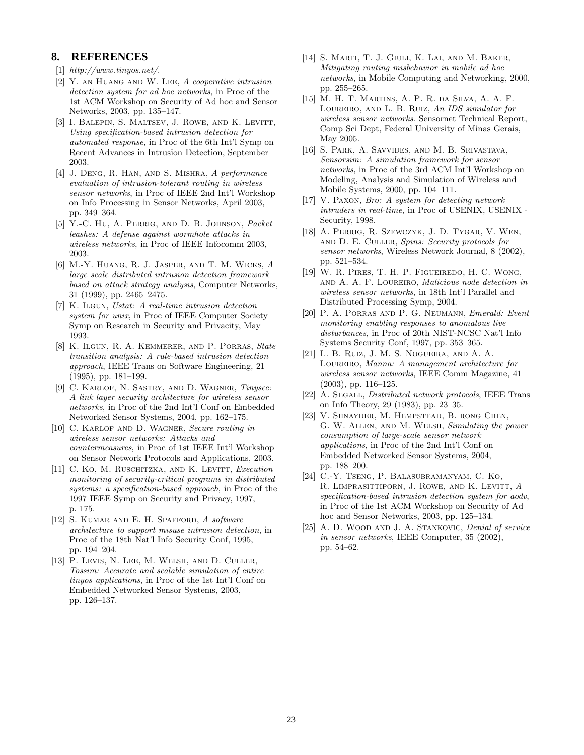## 8. REFERENCES

[1] *http://www.tinyos.net/*.

[2] Y. an Huang and W. Lee, *A cooperative intrusion detection system for ad hoc networks*, in Proc of the 1st ACM Workshop on Security of Ad hoc and Sensor Networks, 2003, pp. 135–147.

[3] I. Balepin, S. Maltsev, J. Rowe, and K. Levitt, *Using specification-based intrusion detection for automated response*, in Proc of the 6th Int'l Symp on Recent Advances in Intrusion Detection, September 2003.

[4] J. Deng, R. Han, and S. Mishra, *A performance evaluation of intrusion-tolerant routing in wireless sensor networks*, in Proc of IEEE 2nd Int'l Workshop on Info Processing in Sensor Networks, April 2003, pp. 349–364.

[5] Y.-C. Hu, A. Perrig, and D. B. Johnson, *Packet leashes: A defense against wormhole attacks in wireless networks*, in Proc of IEEE Infocomm 2003, 2003.

[6] M.-Y. Huang, R. J. Jasper, and T. M. Wicks, *A large scale distributed intrusion detection framework based on attack strategy analysis*, Computer Networks, 31 (1999), pp. 2465–2475.

[7] K. Ilgun, *Ustat: A real-time intrusion detection system for unix*, in Proc of IEEE Computer Society Symp on Research in Security and Privacity, May 1993.

[8] K. Ilgun, R. A. Kemmerer, and P. Porras, *State transition analysis: A rule-based intrusion detection approach*, IEEE Trans on Software Engineering, 21 (1995), pp. 181–199.

[9] C. Karlof, N. Sastry, and D. Wagner, *Tinysec: A link layer security architecture for wireless sensor networks*, in Proc of the 2nd Int'l Conf on Embedded Networked Sensor Systems, 2004, pp. 162–175.

[10] C. Karlof and D. Wagner, *Secure routing in wireless sensor networks: Attacks and countermeasures*, in Proc of 1st IEEE Int'l Workshop on Sensor Network Protocols and Applications, 2003.

[11] C. Ko, M. Ruschitzka, and K. Levitt, *Execution monitoring of security-critical programs in distributed systems: a specification-based approach*, in Proc of the 1997 IEEE Symp on Security and Privacy, 1997, p. 175.

[12] S. Kumar and E. H. Spafford, *A software architecture to support misuse intrusion detection*, in Proc of the 18th Nat'l Info Security Conf, 1995, pp. 194–204.

[13] P. Levis, N. Lee, M. Welsh, and D. Culler, *Tossim: Accurate and scalable simulation of entire tinyos applications*, in Proc of the 1st Int'l Conf on Embedded Networked Sensor Systems, 2003, pp. 126–137.

[14] S. Marti, T. J. Giuli, K. Lai, and M. Baker, *Mitigating routing misbehavior in mobile ad hoc networks*, in Mobile Computing and Networking, 2000, pp. 255–265.

[15] M. H. T. Martins, A. P. R. da Silva, A. A. F. Loureiro, and L. B. Ruiz, *An IDS simulator for wireless sensor networks*. Sensornet Technical Report, Comp Sci Dept, Federal University of Minas Gerais, May 2005.

[16] S. Park, A. Savvides, and M. B. Srivastava, *Sensorsim: A simulation framework for sensor networks*, in Proc of the 3rd ACM Int'l Workshop on Modeling, Analysis and Simulation of Wireless and Mobile Systems, 2000, pp. 104–111.

[17] V. Paxon, *Bro: A system for detecting network intruders in real-time*, in Proc of USENIX, USENIX - Security, 1998.

[18] A. Perrig, R. Szewczyk, J. D. Tygar, V. Wen, and D. E. Culler, *Spins: Security protocols for sensor networks*, Wireless Network Journal, 8 (2002), pp. 521–534.

[19] W. R. Pires, T. H. P. Figueiredo, H. C. Wong, and A. A. F. Loureiro, *Malicious node detection in wireless sensor networks*, in 18th Int'l Parallel and Distributed Processing Symp, 2004.

[20] P. A. Porras and P. G. Neumann, *Emerald: Event monitoring enabling responses to anomalous live disturbances*, in Proc of 20th NIST-NCSC Nat'l Info Systems Security Conf, 1997, pp. 353–365.

[21] L. B. Ruiz, J. M. S. Nogueira, and A. A. Loureiro, *Manna: A management architecture for wireless sensor networks*, IEEE Comm Magazine, 41 (2003), pp. 116–125.

[22] A. Segall, *Distributed network protocols*, IEEE Trans on Info Theory, 29 (1983), pp. 23–35.

[23] V. Shnayder, M. Hempstead, B. rong Chen, G. W. Allen, and M. Welsh, *Simulating the power consumption of large-scale sensor network applications*, in Proc of the 2nd Int'l Conf on Embedded Networked Sensor Systems, 2004, pp. 188–200.

[24] C.-Y. Tseng, P. Balasubramanyam, C. Ko, R. Limprasittiporn, J. Rowe, and K. Levitt, *A specification-based intrusion detection system for aodv*, in Proc of the 1st ACM Workshop on Security of Ad hoc and Sensor Networks, 2003, pp. 125–134.

[25] A. D. Wood and J. A. Stankovic, *Denial of service in sensor networks*, IEEE Computer, 35 (2002), pp. 54–62.